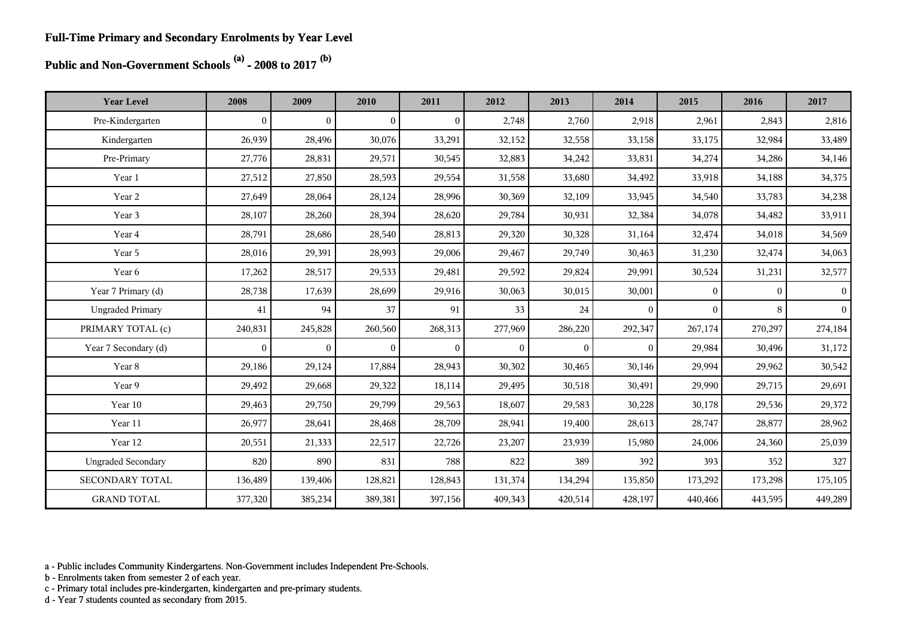**Full-Time Primary and Secondary Enrolments by Year Level**

**Public and Non-Government Schools [(a)] - 2008 to 2017 [(b)]**

| Year Level | 2008 | 2009 | 2010 | 2011 | 2012 | 2013 | 2014 | 2015 | 2016 | 2017 |
|---|---|---|---|---|---|---|---|---|---|---|
| Pre-Kindergarten | 0 | 0 | 0 | 0 | 2,748 | 2,760 | 2,918 | 2,961 | 2,843 | 2,816 |
| Kindergarten | 26,939 | 28,496 | 30,076 | 33,291 | 32,152 | 32,558 | 33,158 | 33,175 | 32,984 | 33,489 |
| Pre-Primary | 27,776 | 28,831 | 29,571 | 30,545 | 32,883 | 34,242 | 33,831 | 34,274 | 34,286 | 34,146 |
| Year 1 | 27,512 | 27,850 | 28,593 | 29,554 | 31,558 | 33,680 | 34,492 | 33,918 | 34,188 | 34,375 |
| Year 2 | 27,649 | 28,064 | 28,124 | 28,996 | 30,369 | 32,109 | 33,945 | 34,540 | 33,783 | 34,238 |
| Year 3 | 28,107 | 28,260 | 28,394 | 28,620 | 29,784 | 30,931 | 32,384 | 34,078 | 34,482 | 33,911 |
| Year 4 | 28,791 | 28,686 | 28,540 | 28,813 | 29,320 | 30,328 | 31,164 | 32,474 | 34,018 | 34,569 |
| Year 5 | 28,016 | 29,391 | 28,993 | 29,006 | 29,467 | 29,749 | 30,463 | 31,230 | 32,474 | 34,063 |
| Year 6 | 17,262 | 28,517 | 29,533 | 29,481 | 29,592 | 29,824 | 29,991 | 30,524 | 31,231 | 32,577 |
| Year 7 Primary (d) | 28,738 | 17,639 | 28,699 | 29,916 | 30,063 | 30,015 | 30,001 | 0 | 0 | 0 |
| Ungraded Primary | 41 | 94 | 37 | 91 | 33 | 24 | 0 | 0 | 8 | 0 |
| PRIMARY TOTAL (c) | 240,831 | 245,828 | 260,560 | 268,313 | 277,969 | 286,220 | 292,347 | 267,174 | 270,297 | 274,184 |
| Year 7 Secondary (d) | 0 | 0 | 0 | 0 | 0 | 0 | 0 | 29,984 | 30,496 | 31,172 |
| Year 8 | 29,186 | 29,124 | 17,884 | 28,943 | 30,302 | 30,465 | 30,146 | 29,994 | 29,962 | 30,542 |
| Year 9 | 29,492 | 29,668 | 29,322 | 18,114 | 29,495 | 30,518 | 30,491 | 29,990 | 29,715 | 29,691 |
| Year 10 | 29,463 | 29,750 | 29,799 | 29,563 | 18,607 | 29,583 | 30,228 | 30,178 | 29,536 | 29,372 |
| Year 11 | 26,977 | 28,641 | 28,468 | 28,709 | 28,941 | 19,400 | 28,613 | 28,747 | 28,877 | 28,962 |
| Year 12 | 20,551 | 21,333 | 22,517 | 22,726 | 23,207 | 23,939 | 15,980 | 24,006 | 24,360 | 25,039 |
| Ungraded Secondary | 820 | 890 | 831 | 788 | 822 | 389 | 392 | 393 | 352 | 327 |
| SECONDARY TOTAL | 136,489 | 139,406 | 128,821 | 128,843 | 131,374 | 134,294 | 135,850 | 173,292 | 173,298 | 175,105 |
| GRAND TOTAL | 377,320 | 385,234 | 389,381 | 397,156 | 409,343 | 420,514 | 428,197 | 440,466 | 443,595 | 449,289 |

a - Public includes Community Kindergartens. Non-Government includes Independent Pre-Schools.
b - Enrolments taken from semester 2 of each year.
c - Primary total includes pre-kindergarten, kindergarten and pre-primary students.
d - Year 7 students counted as secondary from 2015.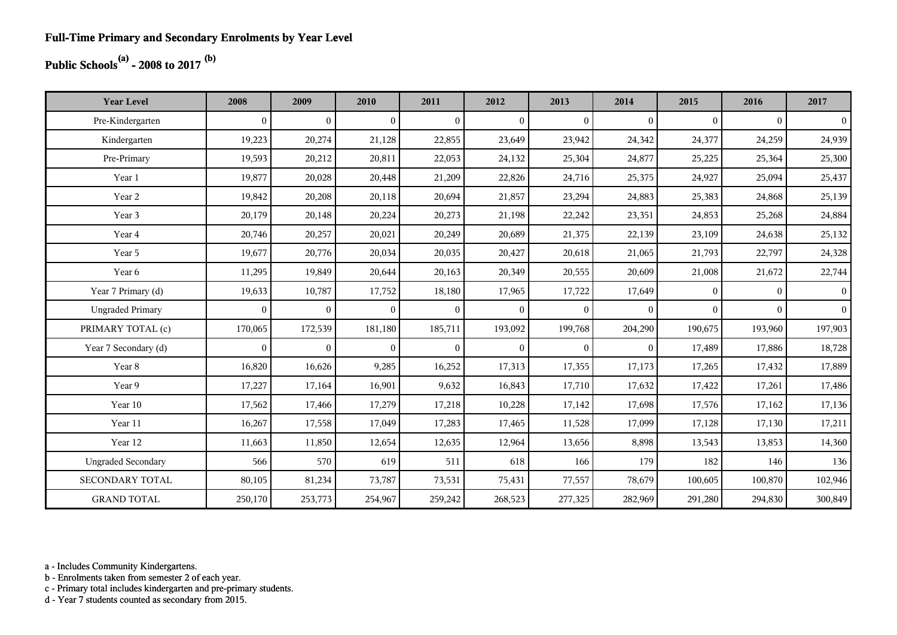**Full-Time Primary and Secondary Enrolments by Year Level**

**Public Schools[(a)] - 2008 to 2017 [(b)]**

| Year Level | 2008 | 2009 | 2010 | 2011 | 2012 | 2013 | 2014 | 2015 | 2016 | 2017 |
|---|---|---|---|---|---|---|---|---|---|---|
| Pre-Kindergarten | 0 | 0 | 0 | 0 | 0 | 0 | 0 | 0 | 0 | 0 |
| Kindergarten | 19,223 | 20,274 | 21,128 | 22,855 | 23,649 | 23,942 | 24,342 | 24,377 | 24,259 | 24,939 |
| Pre-Primary | 19,593 | 20,212 | 20,811 | 22,053 | 24,132 | 25,304 | 24,877 | 25,225 | 25,364 | 25,300 |
| Year 1 | 19,877 | 20,028 | 20,448 | 21,209 | 22,826 | 24,716 | 25,375 | 24,927 | 25,094 | 25,437 |
| Year 2 | 19,842 | 20,208 | 20,118 | 20,694 | 21,857 | 23,294 | 24,883 | 25,383 | 24,868 | 25,139 |
| Year 3 | 20,179 | 20,148 | 20,224 | 20,273 | 21,198 | 22,242 | 23,351 | 24,853 | 25,268 | 24,884 |
| Year 4 | 20,746 | 20,257 | 20,021 | 20,249 | 20,689 | 21,375 | 22,139 | 23,109 | 24,638 | 25,132 |
| Year 5 | 19,677 | 20,776 | 20,034 | 20,035 | 20,427 | 20,618 | 21,065 | 21,793 | 22,797 | 24,328 |
| Year 6 | 11,295 | 19,849 | 20,644 | 20,163 | 20,349 | 20,555 | 20,609 | 21,008 | 21,672 | 22,744 |
| Year 7 Primary (d) | 19,633 | 10,787 | 17,752 | 18,180 | 17,965 | 17,722 | 17,649 | 0 | 0 | 0 |
| Ungraded Primary | 0 | 0 | 0 | 0 | 0 | 0 | 0 | 0 | 0 | 0 |
| PRIMARY TOTAL (c) | 170,065 | 172,539 | 181,180 | 185,711 | 193,092 | 199,768 | 204,290 | 190,675 | 193,960 | 197,903 |
| Year 7 Secondary (d) | 0 | 0 | 0 | 0 | 0 | 0 | 0 | 17,489 | 17,886 | 18,728 |
| Year 8 | 16,820 | 16,626 | 9,285 | 16,252 | 17,313 | 17,355 | 17,173 | 17,265 | 17,432 | 17,889 |
| Year 9 | 17,227 | 17,164 | 16,901 | 9,632 | 16,843 | 17,710 | 17,632 | 17,422 | 17,261 | 17,486 |
| Year 10 | 17,562 | 17,466 | 17,279 | 17,218 | 10,228 | 17,142 | 17,698 | 17,576 | 17,162 | 17,136 |
| Year 11 | 16,267 | 17,558 | 17,049 | 17,283 | 17,465 | 11,528 | 17,099 | 17,128 | 17,130 | 17,211 |
| Year 12 | 11,663 | 11,850 | 12,654 | 12,635 | 12,964 | 13,656 | 8,898 | 13,543 | 13,853 | 14,360 |
| Ungraded Secondary | 566 | 570 | 619 | 511 | 618 | 166 | 179 | 182 | 146 | 136 |
| SECONDARY TOTAL | 80,105 | 81,234 | 73,787 | 73,531 | 75,431 | 77,557 | 78,679 | 100,605 | 100,870 | 102,946 |
| GRAND TOTAL | 250,170 | 253,773 | 254,967 | 259,242 | 268,523 | 277,325 | 282,969 | 291,280 | 294,830 | 300,849 |

a - Includes Community Kindergartens.
b - Enrolments taken from semester 2 of each year.
c - Primary total includes kindergarten and pre-primary students.
d - Year 7 students counted as secondary from 2015.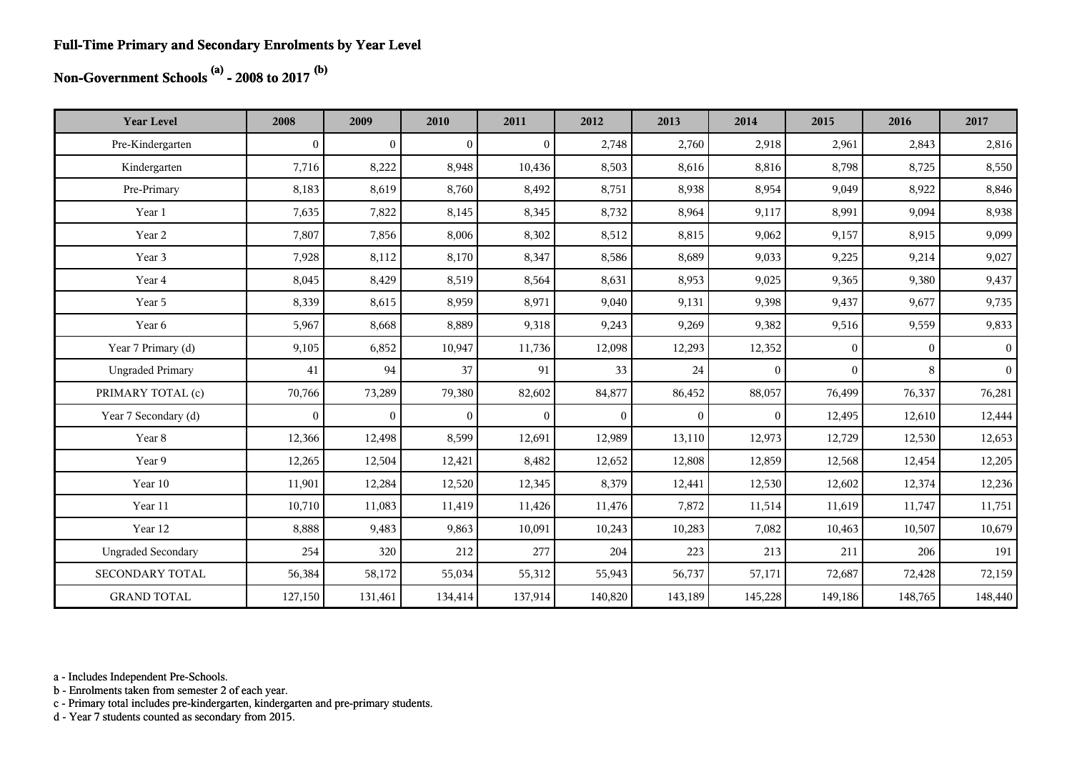# Full-Time Primary and Secondary Enrolments by Year Level

## Non-Government Schools [a] - 2008 to 2017 [b]

| Year Level | 2008 | 2009 | 2010 | 2011 | 2012 | 2013 | 2014 | 2015 | 2016 | 2017 |
|---|---|---|---|---|---|---|---|---|---|---|
| Pre-Kindergarten | 0 | 0 | 0 | 0 | 2,748 | 2,760 | 2,918 | 2,961 | 2,843 | 2,816 |
| Kindergarten | 7,716 | 8,222 | 8,948 | 10,436 | 8,503 | 8,616 | 8,816 | 8,798 | 8,725 | 8,550 |
| Pre-Primary | 8,183 | 8,619 | 8,760 | 8,492 | 8,751 | 8,938 | 8,954 | 9,049 | 8,922 | 8,846 |
| Year 1 | 7,635 | 7,822 | 8,145 | 8,345 | 8,732 | 8,964 | 9,117 | 8,991 | 9,094 | 8,938 |
| Year 2 | 7,807 | 7,856 | 8,006 | 8,302 | 8,512 | 8,815 | 9,062 | 9,157 | 8,915 | 9,099 |
| Year 3 | 7,928 | 8,112 | 8,170 | 8,347 | 8,586 | 8,689 | 9,033 | 9,225 | 9,214 | 9,027 |
| Year 4 | 8,045 | 8,429 | 8,519 | 8,564 | 8,631 | 8,953 | 9,025 | 9,365 | 9,380 | 9,437 |
| Year 5 | 8,339 | 8,615 | 8,959 | 8,971 | 9,040 | 9,131 | 9,398 | 9,437 | 9,677 | 9,735 |
| Year 6 | 5,967 | 8,668 | 8,889 | 9,318 | 9,243 | 9,269 | 9,382 | 9,516 | 9,559 | 9,833 |
| Year 7 Primary (d) | 9,105 | 6,852 | 10,947 | 11,736 | 12,098 | 12,293 | 12,352 | 0 | 0 | 0 |
| Ungraded Primary | 41 | 94 | 37 | 91 | 33 | 24 | 0 | 0 | 8 | 0 |
| PRIMARY TOTAL (c) | 70,766 | 73,289 | 79,380 | 82,602 | 84,877 | 86,452 | 88,057 | 76,499 | 76,337 | 76,281 |
| Year 7 Secondary (d) | 0 | 0 | 0 | 0 | 0 | 0 | 0 | 12,495 | 12,610 | 12,444 |
| Year 8 | 12,366 | 12,498 | 8,599 | 12,691 | 12,989 | 13,110 | 12,973 | 12,729 | 12,530 | 12,653 |
| Year 9 | 12,265 | 12,504 | 12,421 | 8,482 | 12,652 | 12,808 | 12,859 | 12,568 | 12,454 | 12,205 |
| Year 10 | 11,901 | 12,284 | 12,520 | 12,345 | 8,379 | 12,441 | 12,530 | 12,602 | 12,374 | 12,236 |
| Year 11 | 10,710 | 11,083 | 11,419 | 11,426 | 11,476 | 7,872 | 11,514 | 11,619 | 11,747 | 11,751 |
| Year 12 | 8,888 | 9,483 | 9,863 | 10,091 | 10,243 | 10,283 | 7,082 | 10,463 | 10,507 | 10,679 |
| Ungraded Secondary | 254 | 320 | 212 | 277 | 204 | 223 | 213 | 211 | 206 | 191 |
| SECONDARY TOTAL | 56,384 | 58,172 | 55,034 | 55,312 | 55,943 | 56,737 | 57,171 | 72,687 | 72,428 | 72,159 |
| GRAND TOTAL | 127,150 | 131,461 | 134,414 | 137,914 | 140,820 | 143,189 | 145,228 | 149,186 | 148,765 | 148,440 |

a - Includes Independent Pre-Schools.
b - Enrolments taken from semester 2 of each year.
c - Primary total includes pre-kindergarten, kindergarten and pre-primary students.
d - Year 7 students counted as secondary from 2015.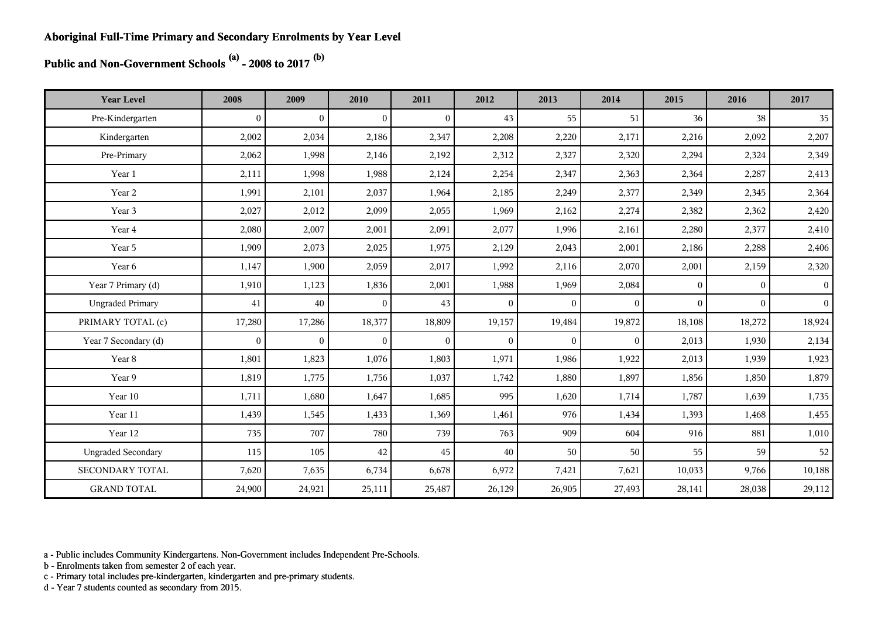**Aboriginal Full-Time Primary and Secondary Enrolments by Year Level**

**Public and Non-Government Schools [(a)] - 2008 to 2017 [(b)]**

| Year Level | 2008 | 2009 | 2010 | 2011 | 2012 | 2013 | 2014 | 2015 | 2016 | 2017 |
|---|---|---|---|---|---|---|---|---|---|---|
| Pre-Kindergarten | 0 | 0 | 0 | 0 | 43 | 55 | 51 | 36 | 38 | 35 |
| Kindergarten | 2,002 | 2,034 | 2,186 | 2,347 | 2,208 | 2,220 | 2,171 | 2,216 | 2,092 | 2,207 |
| Pre-Primary | 2,062 | 1,998 | 2,146 | 2,192 | 2,312 | 2,327 | 2,320 | 2,294 | 2,324 | 2,349 |
| Year 1 | 2,111 | 1,998 | 1,988 | 2,124 | 2,254 | 2,347 | 2,363 | 2,364 | 2,287 | 2,413 |
| Year 2 | 1,991 | 2,101 | 2,037 | 1,964 | 2,185 | 2,249 | 2,377 | 2,349 | 2,345 | 2,364 |
| Year 3 | 2,027 | 2,012 | 2,099 | 2,055 | 1,969 | 2,162 | 2,274 | 2,382 | 2,362 | 2,420 |
| Year 4 | 2,080 | 2,007 | 2,001 | 2,091 | 2,077 | 1,996 | 2,161 | 2,280 | 2,377 | 2,410 |
| Year 5 | 1,909 | 2,073 | 2,025 | 1,975 | 2,129 | 2,043 | 2,001 | 2,186 | 2,288 | 2,406 |
| Year 6 | 1,147 | 1,900 | 2,059 | 2,017 | 1,992 | 2,116 | 2,070 | 2,001 | 2,159 | 2,320 |
| Year 7 Primary (d) | 1,910 | 1,123 | 1,836 | 2,001 | 1,988 | 1,969 | 2,084 | 0 | 0 | 0 |
| Ungraded Primary | 41 | 40 | 0 | 43 | 0 | 0 | 0 | 0 | 0 | 0 |
| PRIMARY TOTAL (c) | 17,280 | 17,286 | 18,377 | 18,809 | 19,157 | 19,484 | 19,872 | 18,108 | 18,272 | 18,924 |
| Year 7 Secondary (d) | 0 | 0 | 0 | 0 | 0 | 0 | 0 | 2,013 | 1,930 | 2,134 |
| Year 8 | 1,801 | 1,823 | 1,076 | 1,803 | 1,971 | 1,986 | 1,922 | 2,013 | 1,939 | 1,923 |
| Year 9 | 1,819 | 1,775 | 1,756 | 1,037 | 1,742 | 1,880 | 1,897 | 1,856 | 1,850 | 1,879 |
| Year 10 | 1,711 | 1,680 | 1,647 | 1,685 | 995 | 1,620 | 1,714 | 1,787 | 1,639 | 1,735 |
| Year 11 | 1,439 | 1,545 | 1,433 | 1,369 | 1,461 | 976 | 1,434 | 1,393 | 1,468 | 1,455 |
| Year 12 | 735 | 707 | 780 | 739 | 763 | 909 | 604 | 916 | 881 | 1,010 |
| Ungraded Secondary | 115 | 105 | 42 | 45 | 40 | 50 | 50 | 55 | 59 | 52 |
| SECONDARY TOTAL | 7,620 | 7,635 | 6,734 | 6,678 | 6,972 | 7,421 | 7,621 | 10,033 | 9,766 | 10,188 |
| GRAND TOTAL | 24,900 | 24,921 | 25,111 | 25,487 | 26,129 | 26,905 | 27,493 | 28,141 | 28,038 | 29,112 |

a - Public includes Community Kindergartens. Non-Government includes Independent Pre-Schools.
b - Enrolments taken from semester 2 of each year.
c - Primary total includes pre-kindergarten, kindergarten and pre-primary students.
d - Year 7 students counted as secondary from 2015.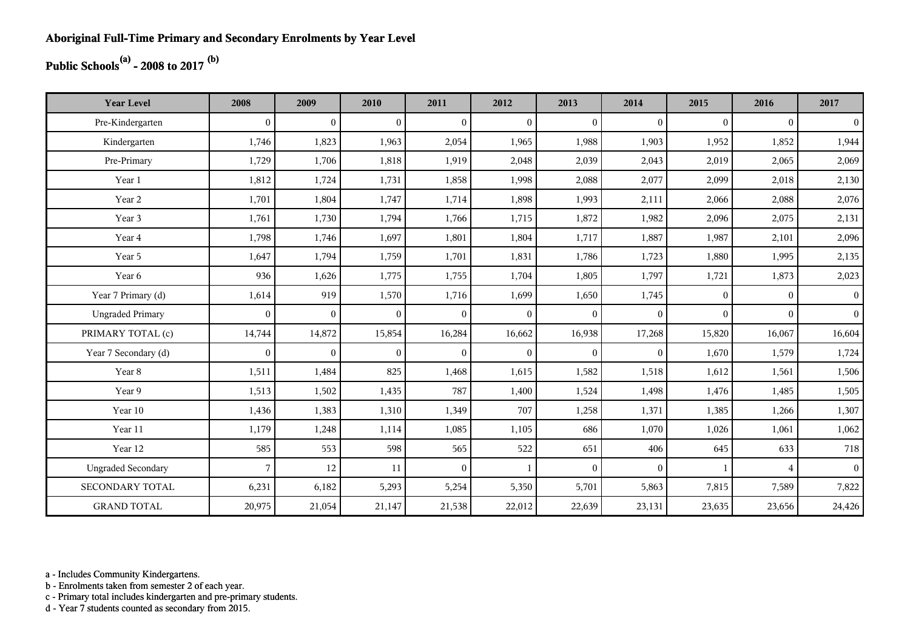**Aboriginal Full-Time Primary and Secondary Enrolments by Year Level**

**Public Schools[(a)] - 2008 to 2017 [(b)]**

| Year Level | 2008 | 2009 | 2010 | 2011 | 2012 | 2013 | 2014 | 2015 | 2016 | 2017 |
|---|---|---|---|---|---|---|---|---|---|---|
| Pre-Kindergarten | 0 | 0 | 0 | 0 | 0 | 0 | 0 | 0 | 0 | 0 |
| Kindergarten | 1,746 | 1,823 | 1,963 | 2,054 | 1,965 | 1,988 | 1,903 | 1,952 | 1,852 | 1,944 |
| Pre-Primary | 1,729 | 1,706 | 1,818 | 1,919 | 2,048 | 2,039 | 2,043 | 2,019 | 2,065 | 2,069 |
| Year 1 | 1,812 | 1,724 | 1,731 | 1,858 | 1,998 | 2,088 | 2,077 | 2,099 | 2,018 | 2,130 |
| Year 2 | 1,701 | 1,804 | 1,747 | 1,714 | 1,898 | 1,993 | 2,111 | 2,066 | 2,088 | 2,076 |
| Year 3 | 1,761 | 1,730 | 1,794 | 1,766 | 1,715 | 1,872 | 1,982 | 2,096 | 2,075 | 2,131 |
| Year 4 | 1,798 | 1,746 | 1,697 | 1,801 | 1,804 | 1,717 | 1,887 | 1,987 | 2,101 | 2,096 |
| Year 5 | 1,647 | 1,794 | 1,759 | 1,701 | 1,831 | 1,786 | 1,723 | 1,880 | 1,995 | 2,135 |
| Year 6 | 936 | 1,626 | 1,775 | 1,755 | 1,704 | 1,805 | 1,797 | 1,721 | 1,873 | 2,023 |
| Year 7 Primary (d) | 1,614 | 919 | 1,570 | 1,716 | 1,699 | 1,650 | 1,745 | 0 | 0 | 0 |
| Ungraded Primary | 0 | 0 | 0 | 0 | 0 | 0 | 0 | 0 | 0 | 0 |
| PRIMARY TOTAL (c) | 14,744 | 14,872 | 15,854 | 16,284 | 16,662 | 16,938 | 17,268 | 15,820 | 16,067 | 16,604 |
| Year 7 Secondary (d) | 0 | 0 | 0 | 0 | 0 | 0 | 0 | 1,670 | 1,579 | 1,724 |
| Year 8 | 1,511 | 1,484 | 825 | 1,468 | 1,615 | 1,582 | 1,518 | 1,612 | 1,561 | 1,506 |
| Year 9 | 1,513 | 1,502 | 1,435 | 787 | 1,400 | 1,524 | 1,498 | 1,476 | 1,485 | 1,505 |
| Year 10 | 1,436 | 1,383 | 1,310 | 1,349 | 707 | 1,258 | 1,371 | 1,385 | 1,266 | 1,307 |
| Year 11 | 1,179 | 1,248 | 1,114 | 1,085 | 1,105 | 686 | 1,070 | 1,026 | 1,061 | 1,062 |
| Year 12 | 585 | 553 | 598 | 565 | 522 | 651 | 406 | 645 | 633 | 718 |
| Ungraded Secondary | 7 | 12 | 11 | 0 | 1 | 0 | 0 | 1 | 4 | 0 |
| SECONDARY TOTAL | 6,231 | 6,182 | 5,293 | 5,254 | 5,350 | 5,701 | 5,863 | 7,815 | 7,589 | 7,822 |
| GRAND TOTAL | 20,975 | 21,054 | 21,147 | 21,538 | 22,012 | 22,639 | 23,131 | 23,635 | 23,656 | 24,426 |

a - Includes Community Kindergartens.
b - Enrolments taken from semester 2 of each year.
c - Primary total includes kindergarten and pre-primary students.
d - Year 7 students counted as secondary from 2015.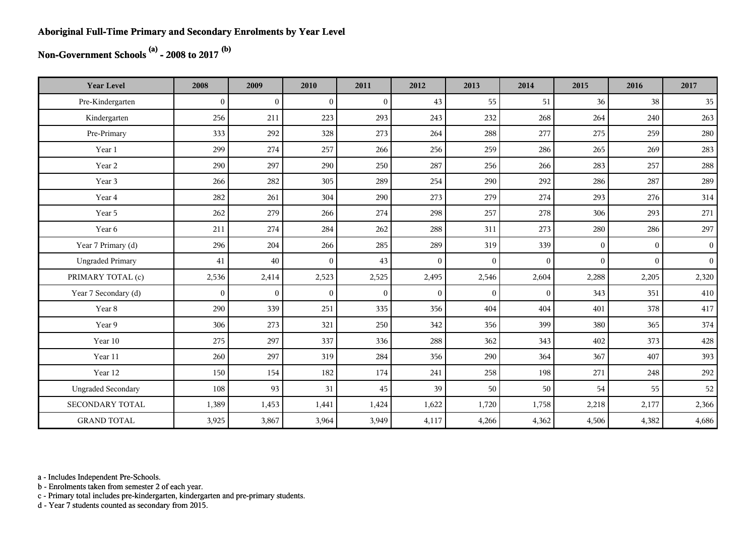**Aboriginal Full-Time Primary and Secondary Enrolments by Year Level**

**Non-Government Schools [(a)] - 2008 to 2017 [(b)]**

| Year Level | 2008 | 2009 | 2010 | 2011 | 2012 | 2013 | 2014 | 2015 | 2016 | 2017 |
|---|---|---|---|---|---|---|---|---|---|---|
| Pre-Kindergarten | 0 | 0 | 0 | 0 | 43 | 55 | 51 | 36 | 38 | 35 |
| Kindergarten | 256 | 211 | 223 | 293 | 243 | 232 | 268 | 264 | 240 | 263 |
| Pre-Primary | 333 | 292 | 328 | 273 | 264 | 288 | 277 | 275 | 259 | 280 |
| Year 1 | 299 | 274 | 257 | 266 | 256 | 259 | 286 | 265 | 269 | 283 |
| Year 2 | 290 | 297 | 290 | 250 | 287 | 256 | 266 | 283 | 257 | 288 |
| Year 3 | 266 | 282 | 305 | 289 | 254 | 290 | 292 | 286 | 287 | 289 |
| Year 4 | 282 | 261 | 304 | 290 | 273 | 279 | 274 | 293 | 276 | 314 |
| Year 5 | 262 | 279 | 266 | 274 | 298 | 257 | 278 | 306 | 293 | 271 |
| Year 6 | 211 | 274 | 284 | 262 | 288 | 311 | 273 | 280 | 286 | 297 |
| Year 7 Primary (d) | 296 | 204 | 266 | 285 | 289 | 319 | 339 | 0 | 0 | 0 |
| Ungraded Primary | 41 | 40 | 0 | 43 | 0 | 0 | 0 | 0 | 0 | 0 |
| PRIMARY TOTAL (c) | 2,536 | 2,414 | 2,523 | 2,525 | 2,495 | 2,546 | 2,604 | 2,288 | 2,205 | 2,320 |
| Year 7 Secondary (d) | 0 | 0 | 0 | 0 | 0 | 0 | 0 | 343 | 351 | 410 |
| Year 8 | 290 | 339 | 251 | 335 | 356 | 404 | 404 | 401 | 378 | 417 |
| Year 9 | 306 | 273 | 321 | 250 | 342 | 356 | 399 | 380 | 365 | 374 |
| Year 10 | 275 | 297 | 337 | 336 | 288 | 362 | 343 | 402 | 373 | 428 |
| Year 11 | 260 | 297 | 319 | 284 | 356 | 290 | 364 | 367 | 407 | 393 |
| Year 12 | 150 | 154 | 182 | 174 | 241 | 258 | 198 | 271 | 248 | 292 |
| Ungraded Secondary | 108 | 93 | 31 | 45 | 39 | 50 | 50 | 54 | 55 | 52 |
| SECONDARY TOTAL | 1,389 | 1,453 | 1,441 | 1,424 | 1,622 | 1,720 | 1,758 | 2,218 | 2,177 | 2,366 |
| GRAND TOTAL | 3,925 | 3,867 | 3,964 | 3,949 | 4,117 | 4,266 | 4,362 | 4,506 | 4,382 | 4,686 |

a - Includes Independent Pre-Schools.
b - Enrolments taken from semester 2 of each year.
c - Primary total includes pre-kindergarten, kindergarten and pre-primary students.
d - Year 7 students counted as secondary from 2015.